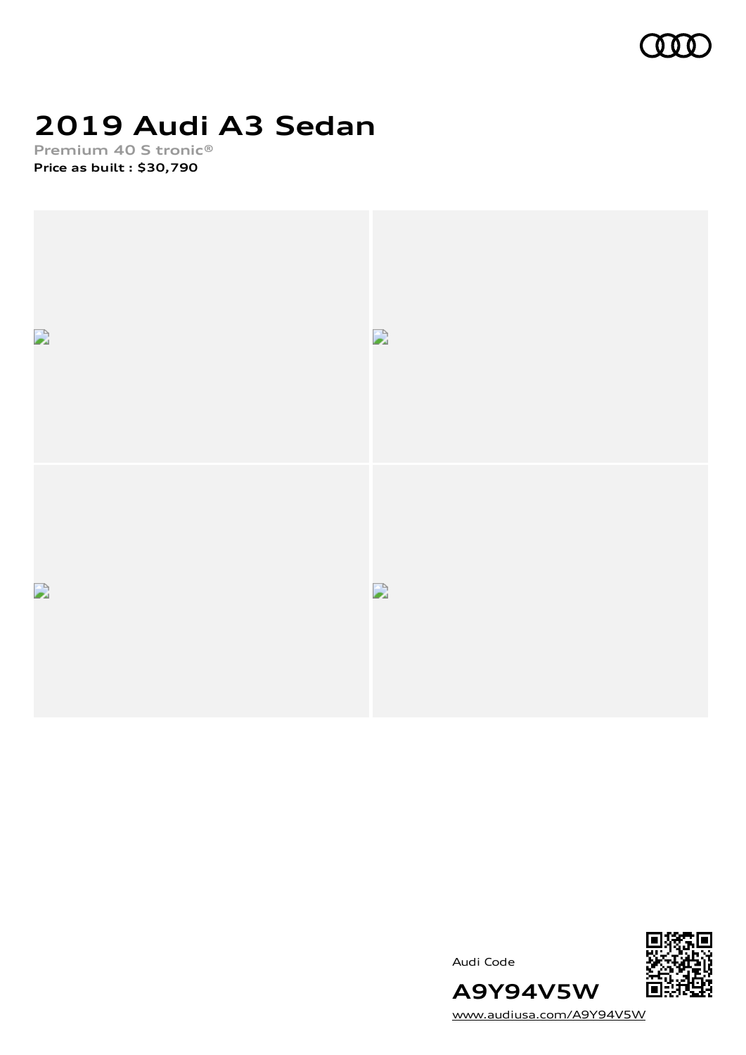# 2019 Audi A3 Sedan

**Premium 40 S tronic®**

**Price as built : $30,790**

Audi Code

**A9Y94V5W**

www.audiusa.com/A9Y94V5W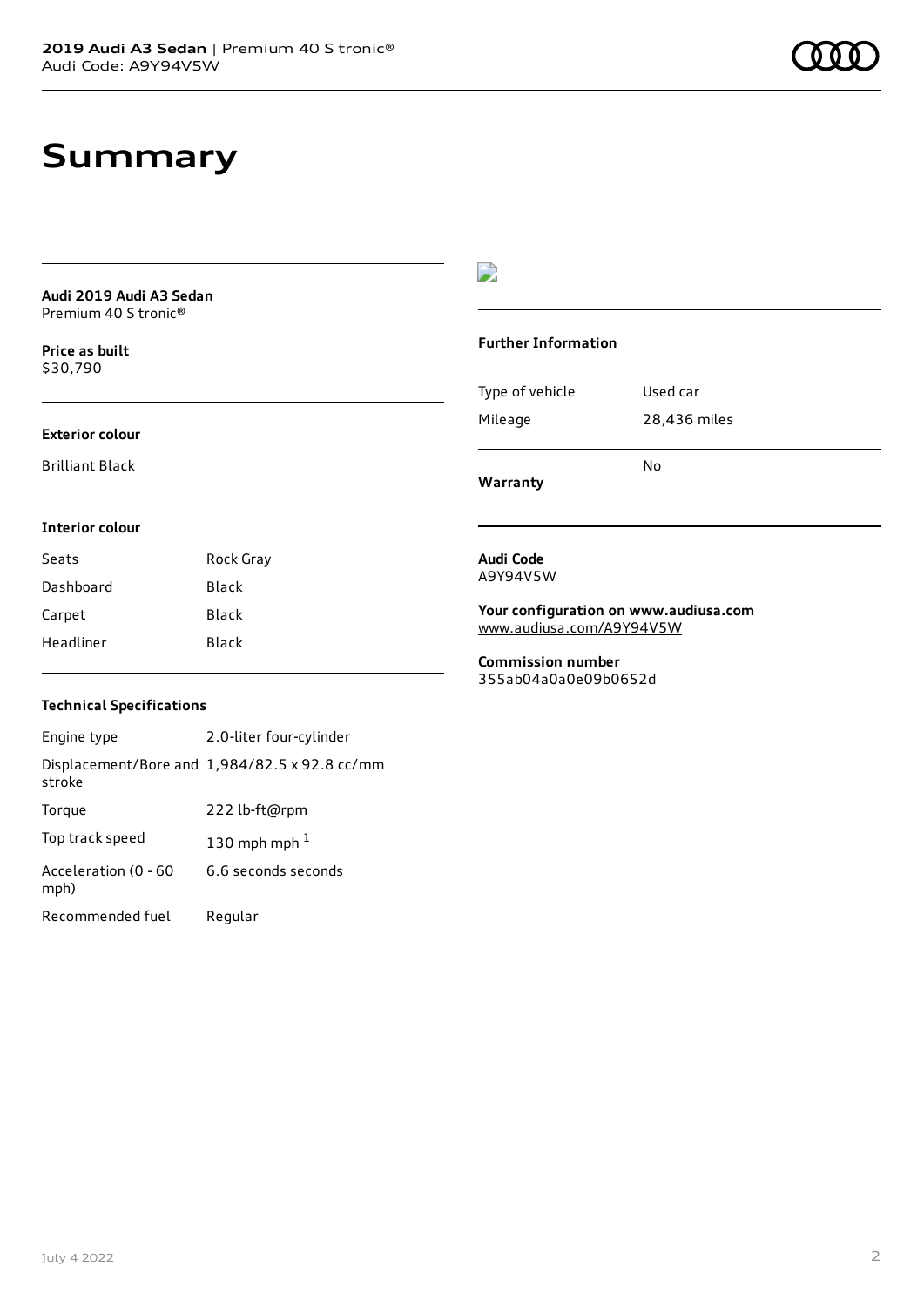# Summary

**Audi 2019 Audi A3 Sedan**
Premium 40 S tronic®

**Price as built**
$30,790

**Exterior colour**

Brilliant Black

**Interior colour**

| Seats | Rock Gray |
| --- | --- |
| Dashboard | Black |
| Carpet | Black |
| Headliner | Black |

**Technical Specifications**

| Engine type | 2.0-liter four-cylinder |
| --- | --- |
| Displacement/Bore and stroke | 1,984/82.5 x 92.8 cc/mm |
| Torque | 222 lb-ft@rpm |
| Top track speed | 130 mph mph [1] |
| Acceleration (0 - 60 mph) | 6.6 seconds seconds |
| Recommended fuel | Regular |

**Further Information**

| Type of vehicle | Used car |
| --- | --- |
| Mileage | 28,436 miles |
| **Warranty** | No |

**Audi Code**
A9Y94V5W

**Your configuration on www.audiusa.com**
www.audiusa.com/A9Y94V5W

**Commission number**
355ab04a0a0e09b0652d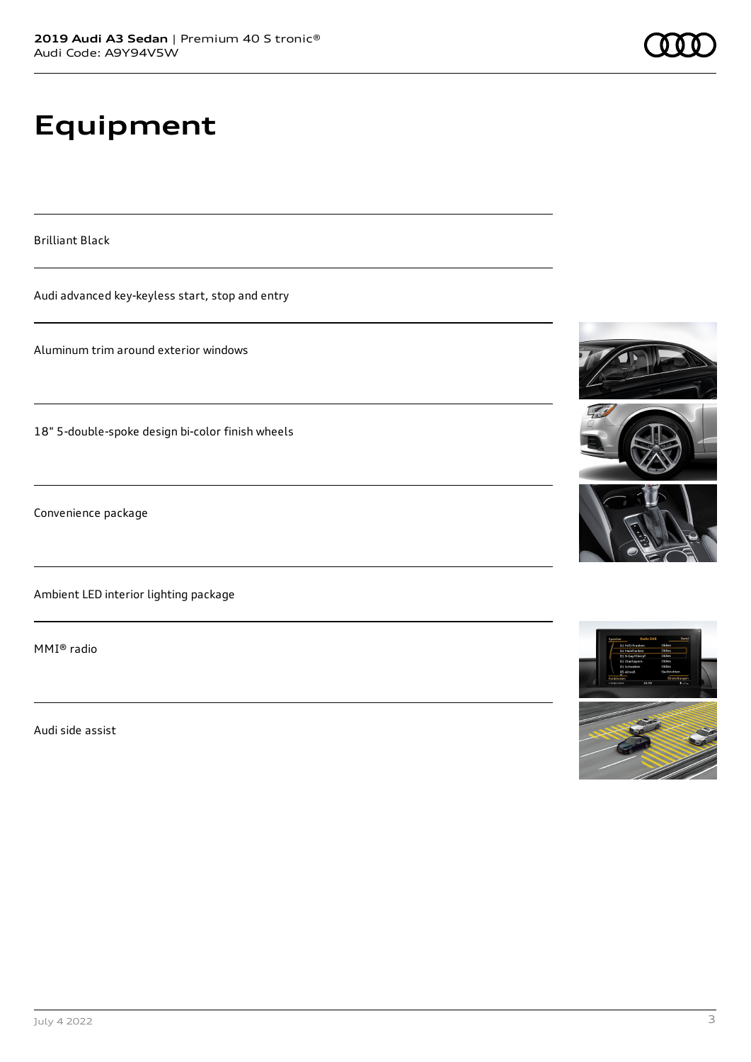# Equipment

Brilliant Black

Audi advanced key-keyless start, stop and entry

Aluminum trim around exterior windows

18" 5-double-spoke design bi-color finish wheels

Convenience package

Ambient LED interior lighting package

MMI® radio

Audi side assist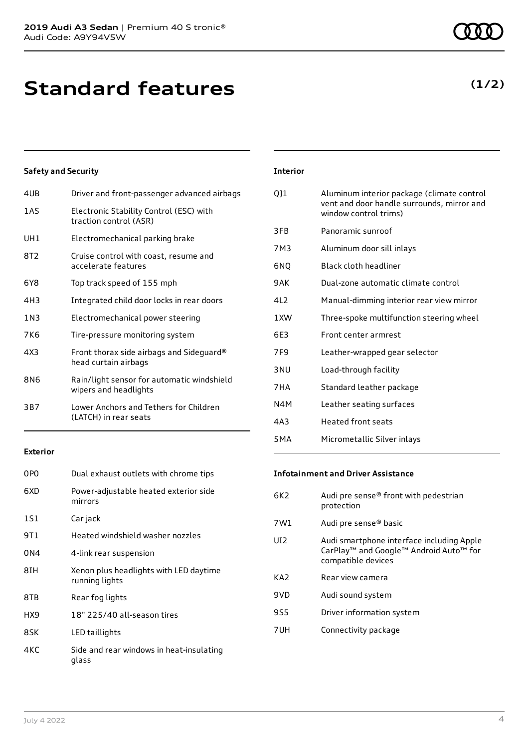# Standard features

**(1/2)**

### Safety and Security

| | |
|---|---|
| 4UB | Driver and front-passenger advanced airbags |
| 1AS | Electronic Stability Control (ESC) with traction control (ASR) |
| UH1 | Electromechanical parking brake |
| 8T2 | Cruise control with coast, resume and accelerate features |
| 6Y8 | Top track speed of 155 mph |
| 4H3 | Integrated child door locks in rear doors |
| 1N3 | Electromechanical power steering |
| 7K6 | Tire-pressure monitoring system |
| 4X3 | Front thorax side airbags and Sideguard® head curtain airbags |
| 8N6 | Rain/light sensor for automatic windshield wipers and headlights |
| 3B7 | Lower Anchors and Tethers for Children (LATCH) in rear seats |

### Exterior

| | |
|---|---|
| 0P0 | Dual exhaust outlets with chrome tips |
| 6XD | Power-adjustable heated exterior side mirrors |
| 1S1 | Car jack |
| 9T1 | Heated windshield washer nozzles |
| 0N4 | 4-link rear suspension |
| 8IH | Xenon plus headlights with LED daytime running lights |
| 8TB | Rear fog lights |
| HX9 | 18" 225/40 all-season tires |
| 8SK | LED taillights |
| 4KC | Side and rear windows in heat-insulating glass |

### Interior

| | |
|---|---|
| QJ1 | Aluminum interior package (climate control vent and door handle surrounds, mirror and window control trims) |
| 3FB | Panoramic sunroof |
| 7M3 | Aluminum door sill inlays |
| 6NQ | Black cloth headliner |
| 9AK | Dual-zone automatic climate control |
| 4L2 | Manual-dimming interior rear view mirror |
| 1XW | Three-spoke multifunction steering wheel |
| 6E3 | Front center armrest |
| 7F9 | Leather-wrapped gear selector |
| 3NU | Load-through facility |
| 7HA | Standard leather package |
| N4M | Leather seating surfaces |
| 4A3 | Heated front seats |
| 5MA | Micrometallic Silver inlays |

### Infotainment and Driver Assistance

| | |
|---|---|
| 6K2 | Audi pre sense® front with pedestrian protection |
| 7W1 | Audi pre sense® basic |
| UI2 | Audi smartphone interface including Apple CarPlay™ and Google™ Android Auto™ for compatible devices |
| KA2 | Rear view camera |
| 9VD | Audi sound system |
| 9S5 | Driver information system |
| 7UH | Connectivity package |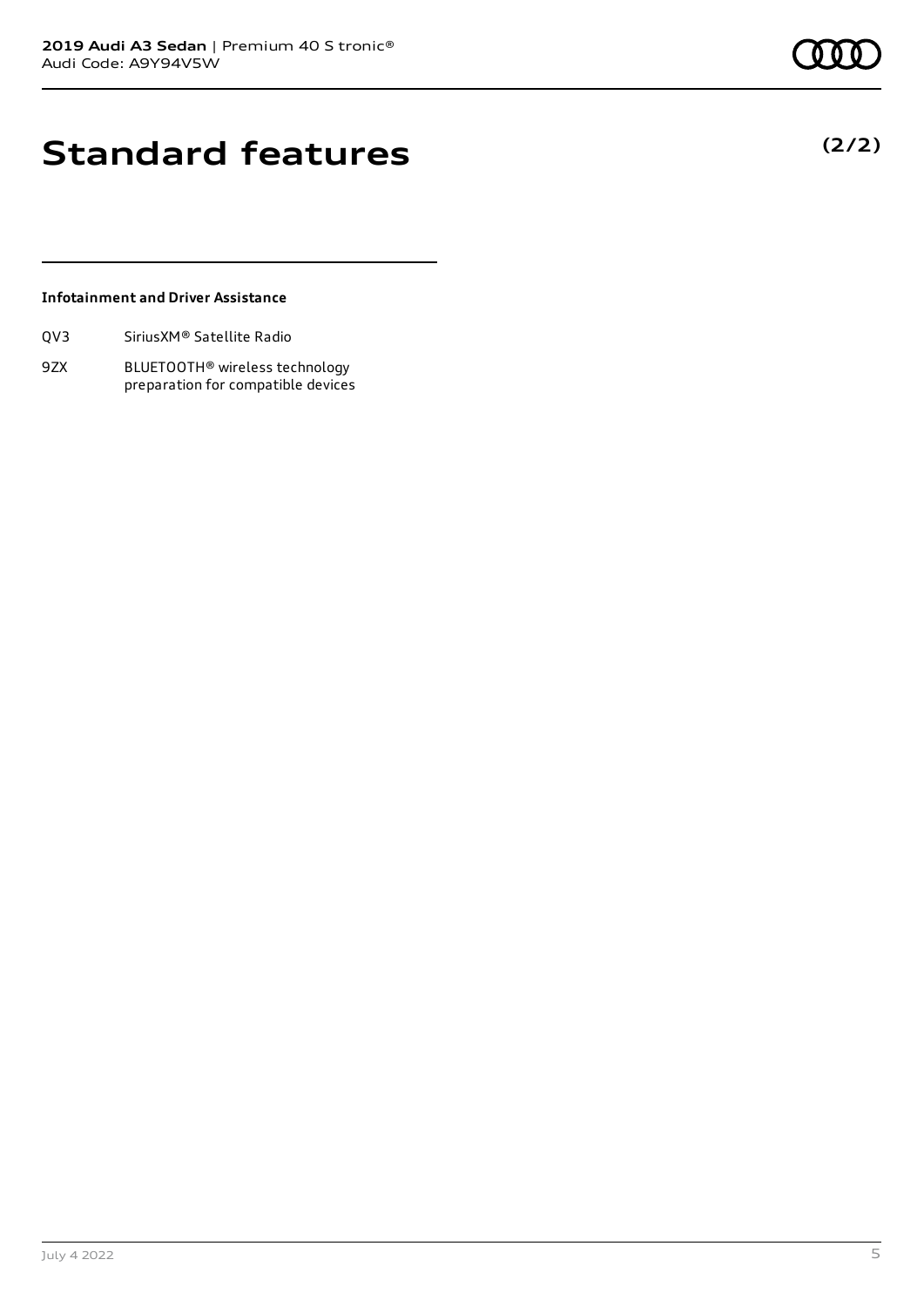# Standard features

**(2/2)**

**Infotainment and Driver Assistance**

| | |
|---|---|
| QV3 | SiriusXM® Satellite Radio |
| 9ZX | BLUETOOTH® wireless technology preparation for compatible devices |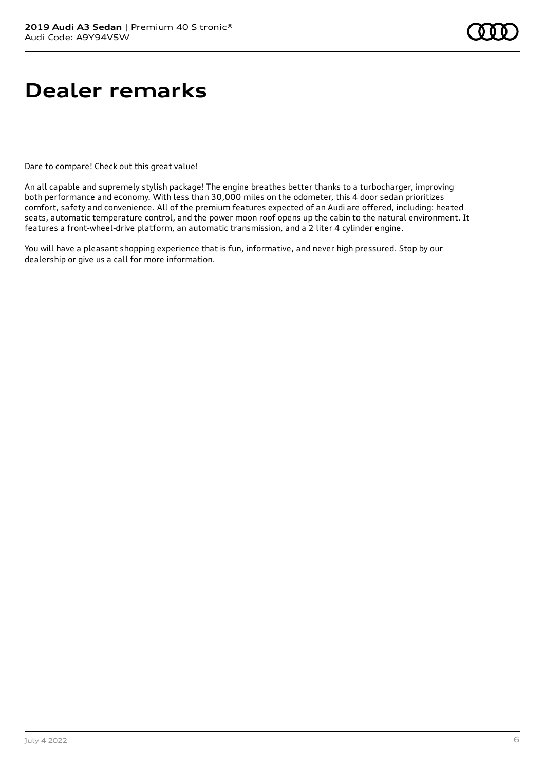# Dealer remarks

Dare to compare! Check out this great value!

An all capable and supremely stylish package! The engine breathes better thanks to a turbocharger, improving both performance and economy. With less than 30,000 miles on the odometer, this 4 door sedan prioritizes comfort, safety and convenience. All of the premium features expected of an Audi are offered, including: heated seats, automatic temperature control, and the power moon roof opens up the cabin to the natural environment. It features a front-wheel-drive platform, an automatic transmission, and a 2 liter 4 cylinder engine.

You will have a pleasant shopping experience that is fun, informative, and never high pressured. Stop by our dealership or give us a call for more information.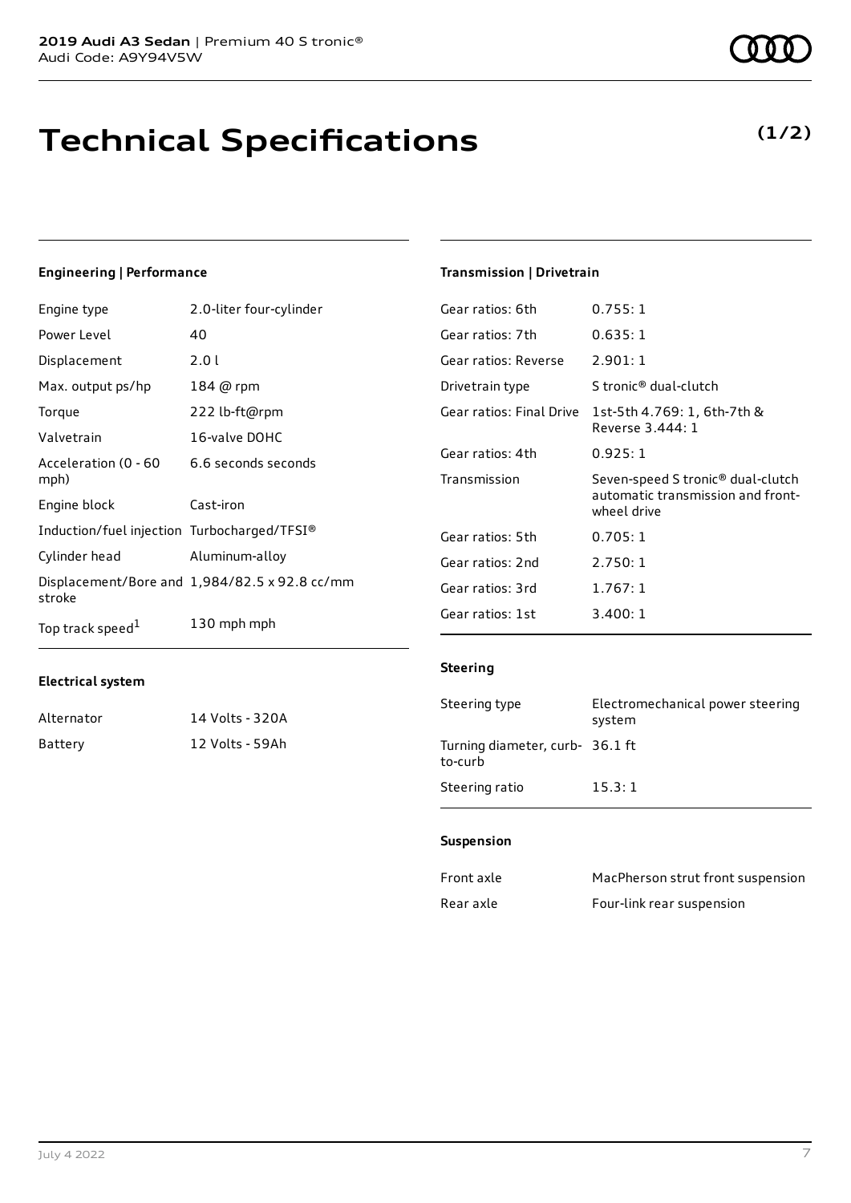**2019 Audi A3 Sedan** | Premium 40 S tronic®
Audi Code: A9Y94V5W

# Technical Specifications

**(1/2)**

### Engineering | Performance

| | |
|---|---|
| Engine type | 2.0-liter four-cylinder |
| Power Level | 40 |
| Displacement | 2.0 l |
| Max. output ps/hp | 184 @ rpm |
| Torque | 222 lb-ft@rpm |
| Valvetrain | 16-valve DOHC |
| Acceleration (0 - 60 mph) | 6.6 seconds seconds |
| Engine block | Cast-iron |
| Induction/fuel injection | Turbocharged/TFSI® |
| Cylinder head | Aluminum-alloy |
| Displacement/Bore and stroke | 1,984/82.5 x 92.8 cc/mm |
| Top track speed[1] | 130 mph mph |

### Electrical system

| | |
|---|---|
| Alternator | 14 Volts - 320A |
| Battery | 12 Volts - 59Ah |

### Transmission | Drivetrain

| | |
|---|---|
| Gear ratios: 6th | 0.755: 1 |
| Gear ratios: 7th | 0.635: 1 |
| Gear ratios: Reverse | 2.901: 1 |
| Drivetrain type | S tronic® dual-clutch |
| Gear ratios: Final Drive | 1st-5th 4.769: 1, 6th-7th & Reverse 3.444: 1 |
| Gear ratios: 4th | 0.925: 1 |
| Transmission | Seven-speed S tronic® dual-clutch automatic transmission and front-wheel drive |
| Gear ratios: 5th | 0.705: 1 |
| Gear ratios: 2nd | 2.750: 1 |
| Gear ratios: 3rd | 1.767: 1 |
| Gear ratios: 1st | 3.400: 1 |

### Steering

| | |
|---|---|
| Steering type | Electromechanical power steering system |
| Turning diameter, curb-to-curb | 36.1 ft |
| Steering ratio | 15.3: 1 |

### Suspension

| | |
|---|---|
| Front axle | MacPherson strut front suspension |
| Rear axle | Four-link rear suspension |

July 4 2022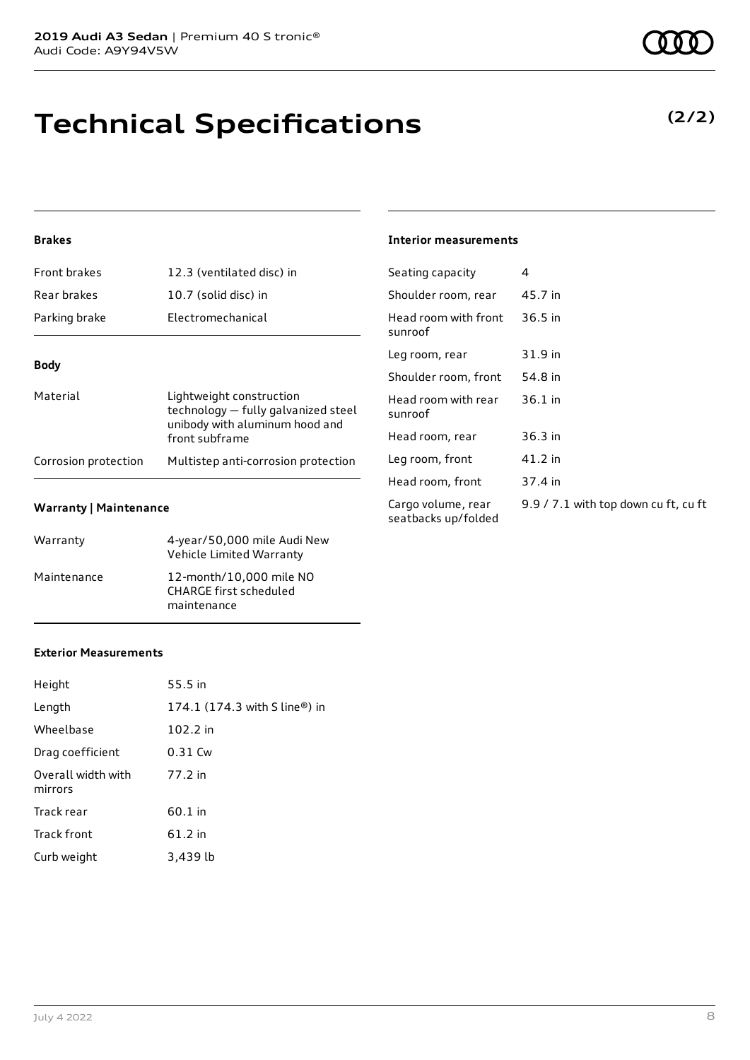# Technical Specifications

**(2/2)**

### Brakes

| | |
|---|---|
| Front brakes | 12.3 (ventilated disc) in |
| Rear brakes | 10.7 (solid disc) in |
| Parking brake | Electromechanical |

### Body

| | |
|---|---|
| Material | Lightweight construction technology — fully galvanized steel unibody with aluminum hood and front subframe |
| Corrosion protection | Multistep anti-corrosion protection |

### Warranty | Maintenance

| | |
|---|---|
| Warranty | 4-year/50,000 mile Audi New Vehicle Limited Warranty |
| Maintenance | 12-month/10,000 mile NO CHARGE first scheduled maintenance |

### Exterior Measurements

| | |
|---|---|
| Height | 55.5 in |
| Length | 174.1 (174.3 with S line®) in |
| Wheelbase | 102.2 in |
| Drag coefficient | 0.31 Cw |
| Overall width with mirrors | 77.2 in |
| Track rear | 60.1 in |
| Track front | 61.2 in |
| Curb weight | 3,439 lb |

### Interior measurements

| | |
|---|---|
| Seating capacity | 4 |
| Shoulder room, rear | 45.7 in |
| Head room with front sunroof | 36.5 in |
| Leg room, rear | 31.9 in |
| Shoulder room, front | 54.8 in |
| Head room with rear sunroof | 36.1 in |
| Head room, rear | 36.3 in |
| Leg room, front | 41.2 in |
| Head room, front | 37.4 in |
| Cargo volume, rear seatbacks up/folded | 9.9 / 7.1 with top down cu ft, cu ft |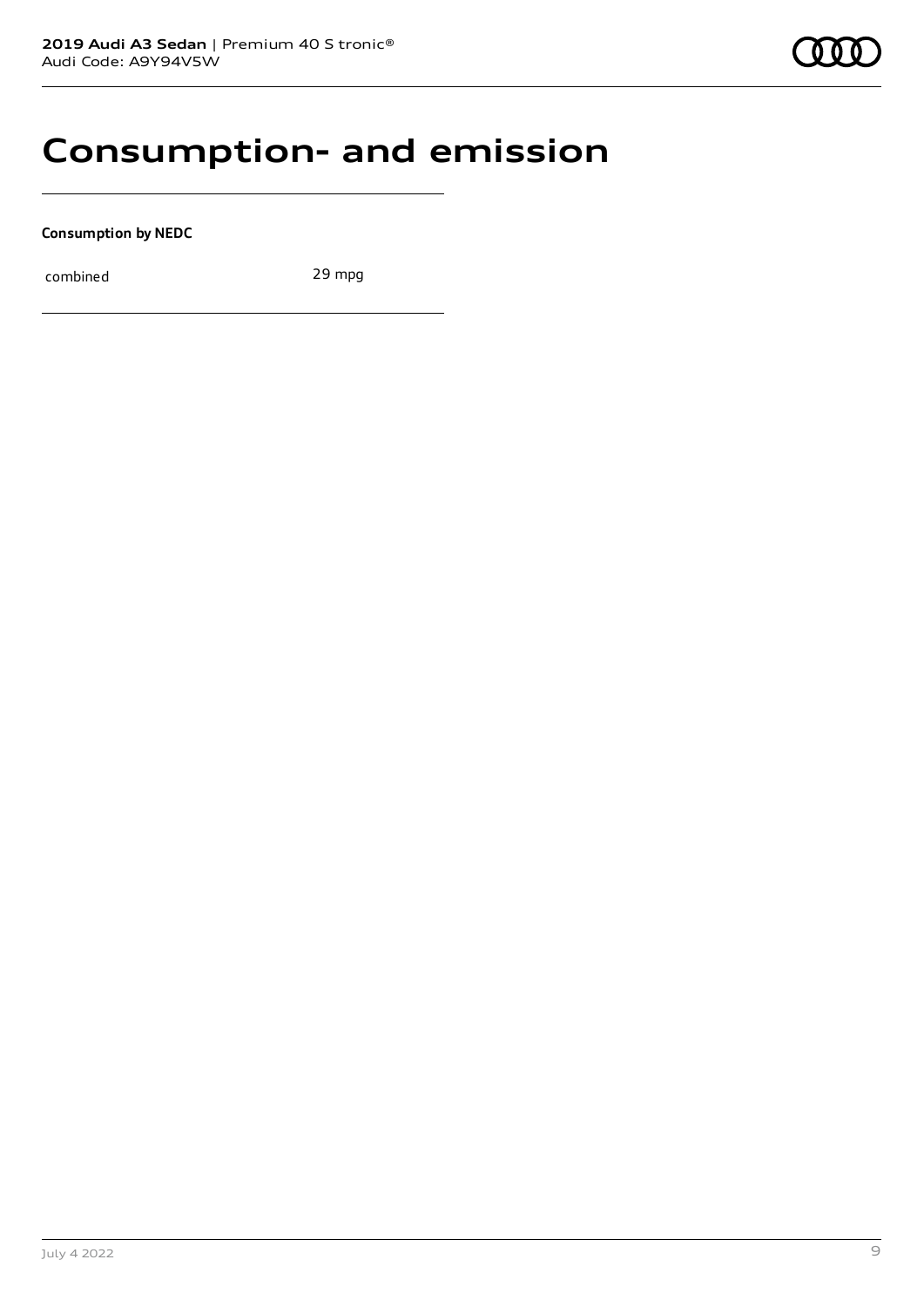# Consumption- and emission

**Consumption by NEDC**

| combined | 29 mpg |
| --- | --- |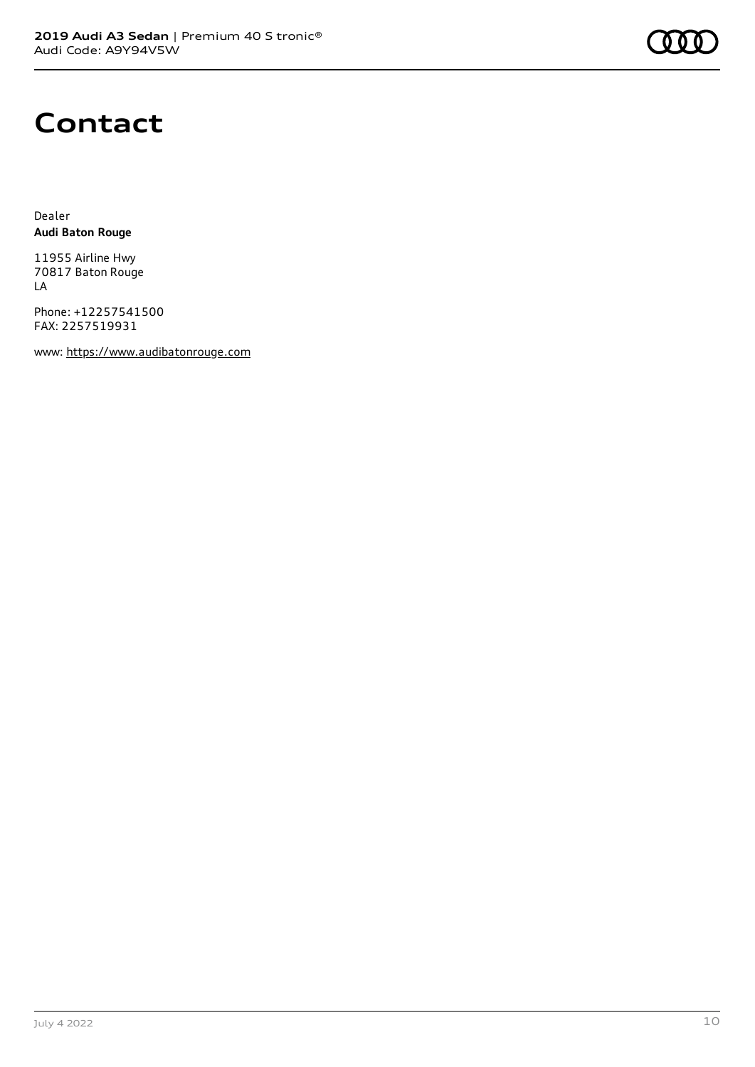# Contact

Dealer
**Audi Baton Rouge**

11955 Airline Hwy
70817 Baton Rouge
LA

Phone: +12257541500
FAX: 2257519931

www: https://www.audibatonrouge.com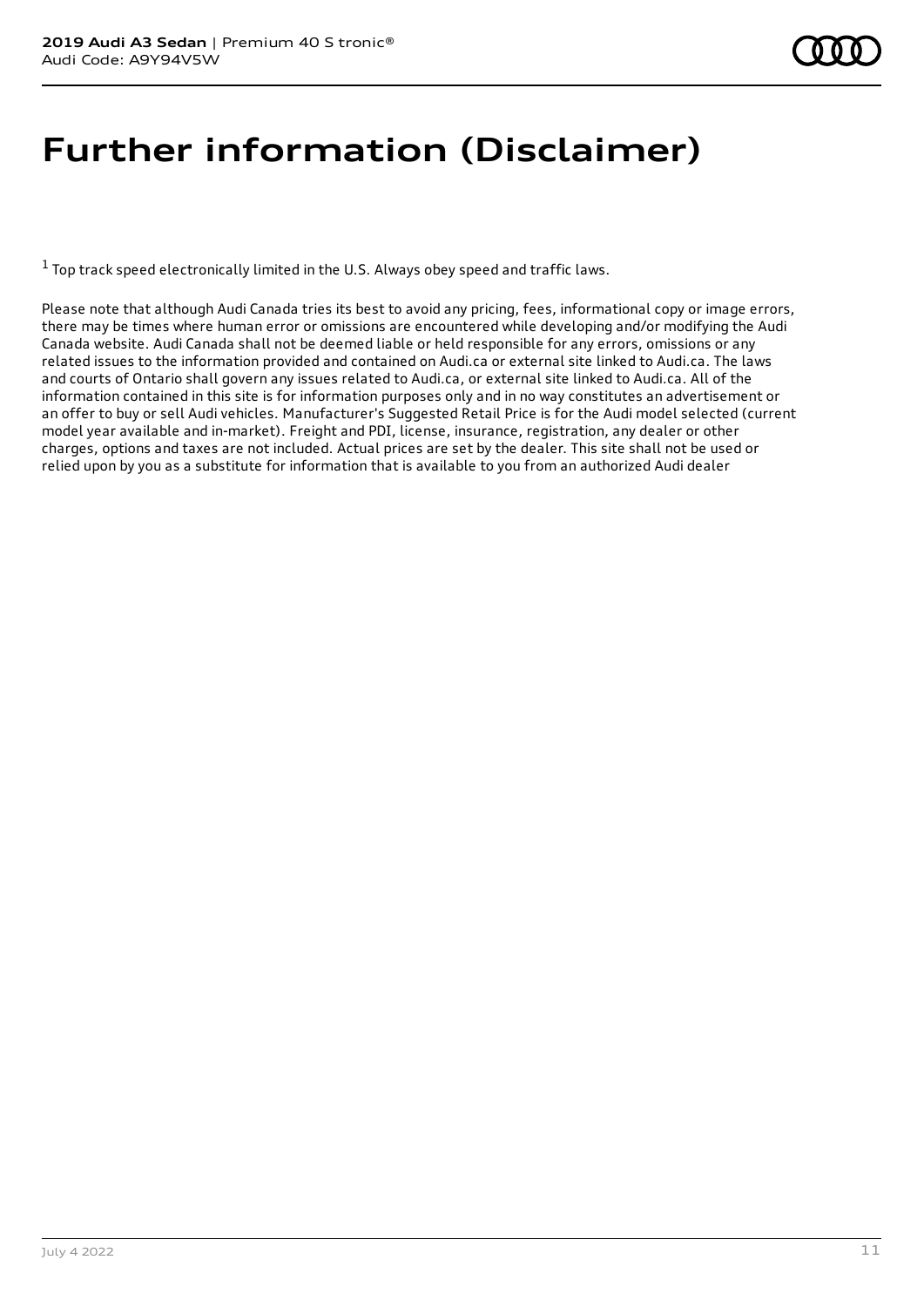# Further information (Disclaimer)

[1] Top track speed electronically limited in the U.S. Always obey speed and traffic laws.

Please note that although Audi Canada tries its best to avoid any pricing, fees, informational copy or image errors, there may be times where human error or omissions are encountered while developing and/or modifying the Audi Canada website. Audi Canada shall not be deemed liable or held responsible for any errors, omissions or any related issues to the information provided and contained on Audi.ca or external site linked to Audi.ca. The laws and courts of Ontario shall govern any issues related to Audi.ca, or external site linked to Audi.ca. All of the information contained in this site is for information purposes only and in no way constitutes an advertisement or an offer to buy or sell Audi vehicles. Manufacturer's Suggested Retail Price is for the Audi model selected (current model year available and in-market). Freight and PDI, license, insurance, registration, any dealer or other charges, options and taxes are not included. Actual prices are set by the dealer. This site shall not be used or relied upon by you as a substitute for information that is available to you from an authorized Audi dealer